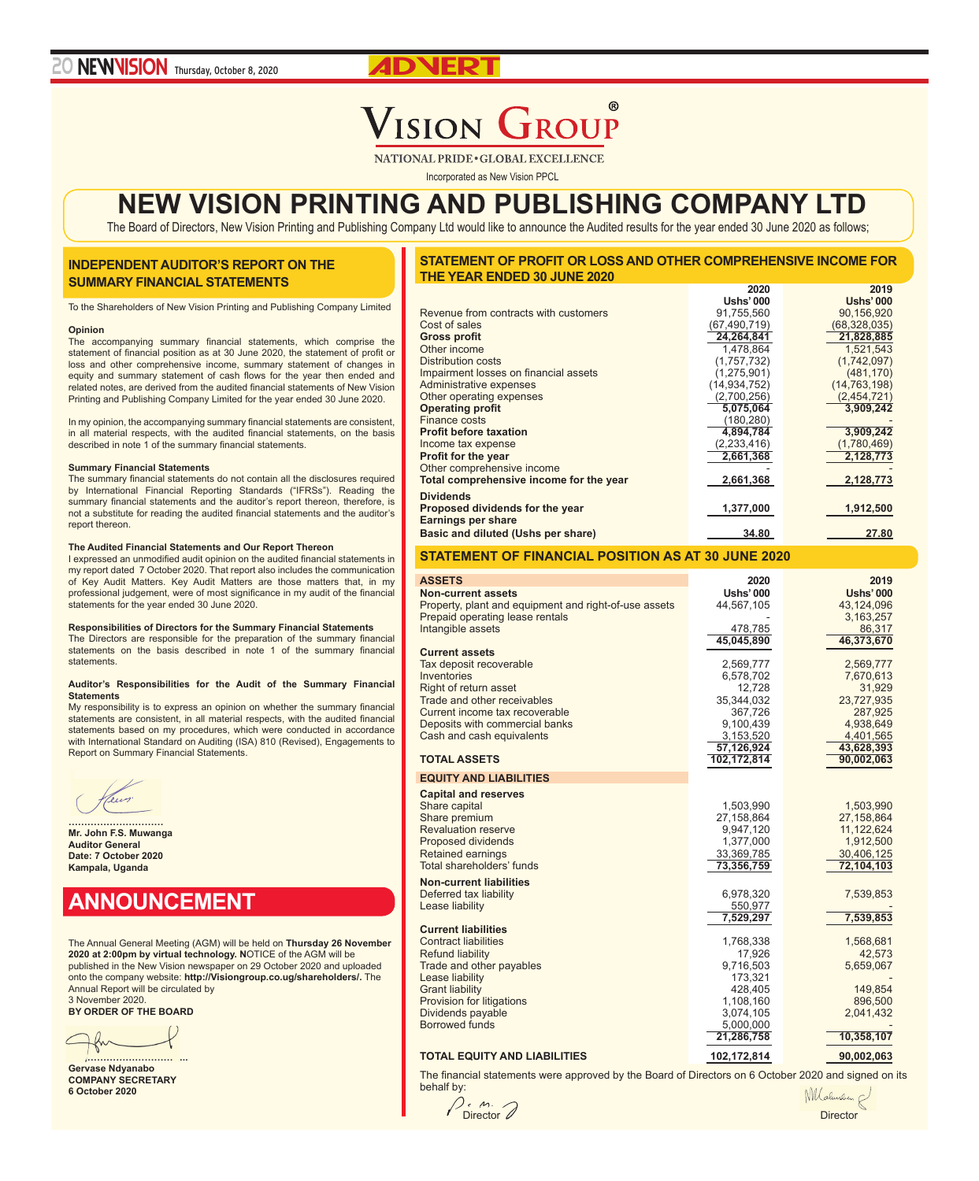# VISION GROUP®

NATIONAL PRIDE • GLOBAL EXCELLENCE

Incorporated as New Vision PPCL

# NEW VISION PRINTING AND PUBLISHING COMPANY LTD

The Board of Directors, New Vision Printing and Publishing Company Ltd would like to announce the Audited results for the year ended 30 June 2020 as follows;

## INDEPENDENT AUDITOR'S REPORT ON THE SUMMARY FINANCIAL STATEMENTS

To the Shareholders of New Vision Printing and Publishing Company Limited

**Opinion**

The accompanying summary financial statements, which comprise the statement of financial position as at 30 June 2020, the statement of profit or loss and other comprehensive income, summary statement of changes in equity and summary statement of cash flows for the year then ended and related notes, are derived from the audited financial statements of New Vision Printing and Publishing Company Limited for the year ended 30 June 2020.

In my opinion, the accompanying summary financial statements are consistent, in all material respects, with the audited financial statements, on the basis described in note 1 of the summary financial statements.

**Summary Financial Statements**

The summary financial statements do not contain all the disclosures required by International Financial Reporting Standards ("IFRSs"). Reading the summary financial statements and the auditor's report thereon, therefore, is not a substitute for reading the audited financial statements and the auditor's report thereon.

**The Audited Financial Statements and Our Report Thereon**

I expressed an unmodified audit opinion on the audited financial statements in my report dated 7 October 2020. That report also includes the communication of Key Audit Matters. Key Audit Matters are those matters that, in my professional judgement, were of most significance in my audit of the financial statements for the year ended 30 June 2020.

**Responsibilities of Directors for the Summary Financial Statements**

The Directors are responsible for the preparation of the summary financial statements on the basis described in note 1 of the summary financial statements.

**Auditor's Responsibilities for the Audit of the Summary Financial Statements**

My responsibility is to express an opinion on whether the summary financial statements are consistent, in all material respects, with the audited financial statements based on my procedures, which were conducted in accordance with International Standard on Auditing (ISA) 810 (Revised), Engagements to Report on Summary Financial Statements.

..............................

**Mr. John F.S. Muwanga**
**Auditor General**
**Date: 7 October 2020**
**Kampala, Uganda**

## ANNOUNCEMENT

The Annual General Meeting (AGM) will be held on **Thursday 26 November 2020 at 2:00pm by virtual technology. N**OTICE of the AGM will be published in the New Vision newspaper on 29 October 2020 and uploaded onto the company website: **http://Visiongroup.co.ug/shareholders/**. The Annual Report will be circulated by 3 November 2020.

**BY ORDER OF THE BOARD**

..............................

**Gervase Ndyanabo**
**COMPANY SECRETARY**
**6 October 2020**

## STATEMENT OF PROFIT OR LOSS AND OTHER COMPREHENSIVE INCOME FOR THE YEAR ENDED 30 JUNE 2020

| | 2020 Ushs' 000 | 2019 Ushs' 000 |
|---|---|---|
| Revenue from contracts with customers | 91,755,560 | 90,156,920 |
| Cost of sales | (67,490,719) | (68,328,035) |
| **Gross profit** | **24,264,841** | **21,828,885** |
| Other income | 1,478,864 | 1,521,543 |
| Distribution costs | (1,757,732) | (1,742,097) |
| Impairment losses on financial assets | (1,275,901) | (481,170) |
| Administrative expenses | (14,934,752) | (14,763,198) |
| Other operating expenses | (2,700,256) | (2,454,721) |
| **Operating profit** | **5,075,064** | **3,909,242** |
| Finance costs | (180,280) | - |
| **Profit before taxation** | **4,894,784** | **3,909,242** |
| Income tax expense | (2,233,416) | (1,780,469) |
| **Profit for the year** | **2,661,368** | **2,128,773** |
| Other comprehensive income | - | - |
| **Total comprehensive income for the year** | **2,661,368** | **2,128,773** |
| **Dividends** | | |
| **Proposed dividends for the year** | **1,377,000** | **1,912,500** |
| **Earnings per share** | | |
| **Basic and diluted (Ushs per share)** | **34.80** | **27.80** |

## STATEMENT OF FINANCIAL POSITION AS AT 30 JUNE 2020

| **ASSETS** | 2020 Ushs' 000 | 2019 Ushs' 000 |
|---|---|---|
| **Non-current assets** | | |
| Property, plant and equipment and right-of-use assets | 44,567,105 | 43,124,096 |
| Prepaid operating lease rentals | - | 3,163,257 |
| Intangible assets | 478,785 | 86,317 |
| | **45,045,890** | **46,373,670** |
| **Current assets** | | |
| Tax deposit recoverable | 2,569,777 | 2,569,777 |
| Inventories | 6,578,702 | 7,670,613 |
| Right of return asset | 12,728 | 31,929 |
| Trade and other receivables | 35,344,032 | 23,727,935 |
| Current income tax recoverable | 367,726 | 287,925 |
| Deposits with commercial banks | 9,100,439 | 4,938,649 |
| Cash and cash equivalents | 3,153,520 | 4,401,565 |
| | **57,126,924** | **43,628,393** |
| **TOTAL ASSETS** | **102,172,814** | **90,002,063** |
| **EQUITY AND LIABILITIES** | | |
| **Capital and reserves** | | |
| Share capital | 1,503,990 | 1,503,990 |
| Share premium | 27,158,864 | 27,158,864 |
| Revaluation reserve | 9,947,120 | 11,122,624 |
| Proposed dividends | 1,377,000 | 1,912,500 |
| Retained earnings | 33,369,785 | 30,406,125 |
| Total shareholders' funds | **73,356,759** | **72,104,103** |
| **Non-current liabilities** | | |
| Deferred tax liability | 6,978,320 | 7,539,853 |
| Lease liability | 550,977 | - |
| | **7,529,297** | **7,539,853** |
| **Current liabilities** | | |
| Contract liabilities | 1,768,338 | 1,568,681 |
| Refund liability | 17,926 | 42,573 |
| Trade and other payables | 9,716,503 | 5,659,067 |
| Lease liability | 173,321 | - |
| Grant liability | 428,405 | 149,854 |
| Provision for litigations | 1,108,160 | 896,500 |
| Dividends payable | 3,074,105 | 2,041,432 |
| Borrowed funds | 5,000,000 | - |
| | **21,286,758** | **10,358,107** |
| **TOTAL EQUITY AND LIABILITIES** | **102,172,814** | **90,002,063** |

The financial statements were approved by the Board of Directors on 6 October 2020 and signed on its behalf by:

Director &nbsp;&nbsp;&nbsp;&nbsp;&nbsp;&nbsp;&nbsp;&nbsp; Director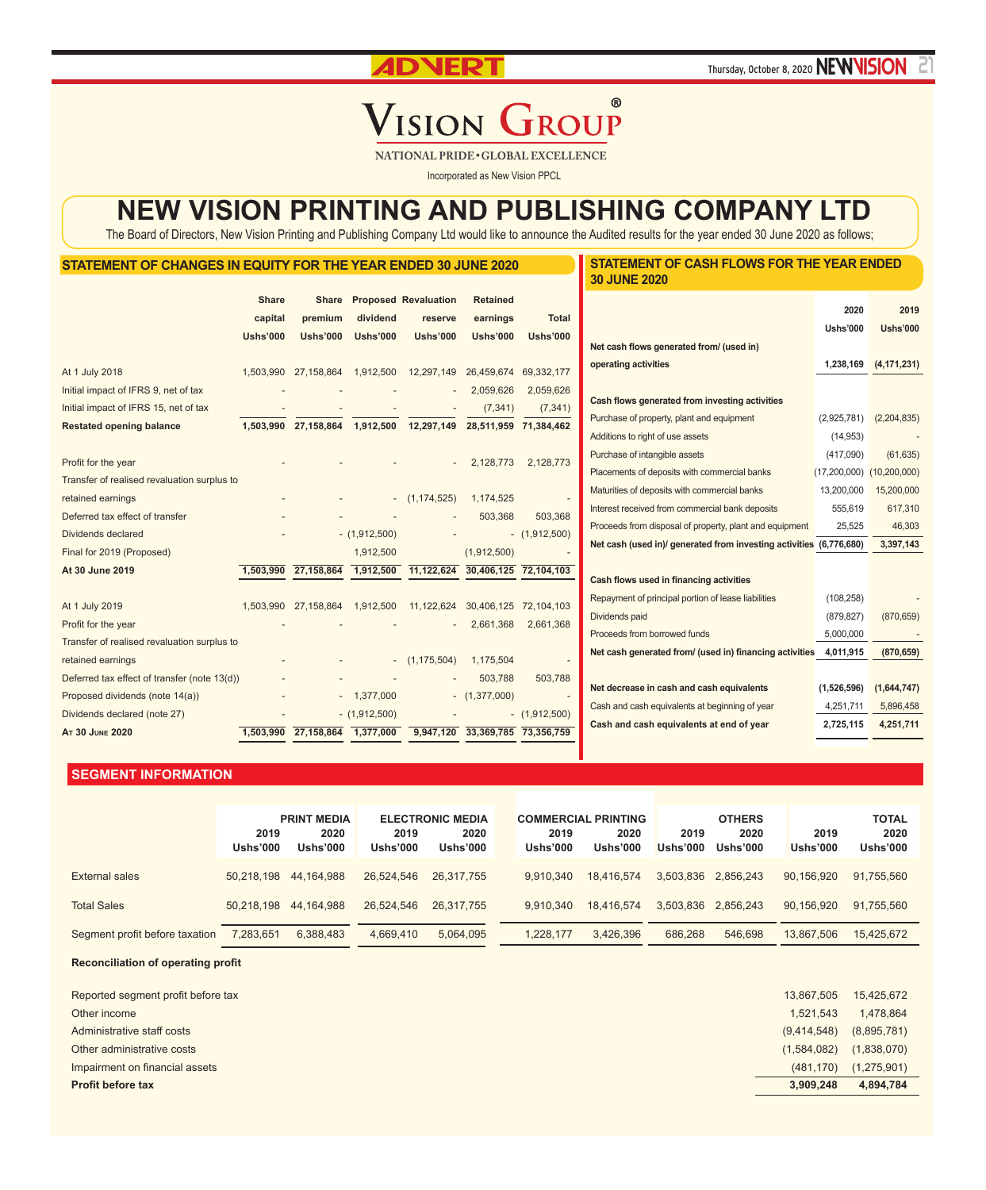# VISION GROUP®

NATIONAL PRIDE • GLOBAL EXCELLENCE

Incorporated as New Vision PPCL

# NEW VISION PRINTING AND PUBLISHING COMPANY LTD

The Board of Directors, New Vision Printing and Publishing Company Ltd would like to announce the Audited results for the year ended 30 June 2020 as follows;

## STATEMENT OF CHANGES IN EQUITY FOR THE YEAR ENDED 30 JUNE 2020

| | Share capital Ushs'000 | Share premium Ushs'000 | Proposed dividend Ushs'000 | Revaluation reserve Ushs'000 | Retained earnings Ushs'000 | Total Ushs'000 |
|---|---|---|---|---|---|---|
| At 1 July 2018 | 1,503,990 | 27,158,864 | 1,912,500 | 12,297,149 | 26,459,674 | 69,332,177 |
| Initial impact of IFRS 9, net of tax | - | - | - | - | 2,059,626 | 2,059,626 |
| Initial impact of IFRS 15, net of tax | - | - | - | - | (7,341) | (7,341) |
| **Restated opening balance** | **1,503,990** | **27,158,864** | **1,912,500** | **12,297,149** | **28,511,959** | **71,384,462** |
| Profit for the year | - | - | - | - | 2,128,773 | 2,128,773 |
| Transfer of realised revaluation surplus to retained earnings | - | - | - | (1,174,525) | 1,174,525 | - |
| Deferred tax effect of transfer | - | - | - | - | 503,368 | 503,368 |
| Dividends declared | - | - | (1,912,500) | - | - | (1,912,500) |
| Final for 2019 (Proposed) | | | 1,912,500 | | (1,912,500) | - |
| **At 30 June 2019** | **1,503,990** | **27,158,864** | **1,912,500** | **11,122,624** | **30,406,125** | **72,104,103** |
| At 1 July 2019 | 1,503,990 | 27,158,864 | 1,912,500 | 11,122,624 | 30,406,125 | 72,104,103 |
| Profit for the year | - | - | - | - | 2,661,368 | 2,661,368 |
| Transfer of realised revaluation surplus to retained earnings | - | - | - | (1,175,504) | 1,175,504 | - |
| Deferred tax effect of transfer (note 13(d)) | - | - | - | - | 503,788 | 503,788 |
| Proposed dividends (note 14(a)) | - | - | 1,377,000 | - | (1,377,000) | - |
| Dividends declared (note 27) | - | - | (1,912,500) | - | - | (1,912,500) |
| **At 30 June 2020** | **1,503,990** | **27,158,864** | **1,377,000** | **9,947,120** | **33,369,785** | **73,356,759** |

## STATEMENT OF CASH FLOWS FOR THE YEAR ENDED 30 JUNE 2020

| | 2020 Ushs'000 | 2019 Ushs'000 |
|---|---|---|
| **Net cash flows generated from/ (used in) operating activities** | **1,238,169** | **(4,171,231)** |
| **Cash flows generated from investing activities** | | |
| Purchase of property, plant and equipment | (2,925,781) | (2,204,835) |
| Additions to right of use assets | (14,953) | - |
| Purchase of intangible assets | (417,090) | (61,635) |
| Placements of deposits with commercial banks | (17,200,000) | (10,200,000) |
| Maturities of deposits with commercial banks | 13,200,000 | 15,200,000 |
| Interest received from commercial bank deposits | 555,619 | 617,310 |
| Proceeds from disposal of property, plant and equipment | 25,525 | 46,303 |
| **Net cash (used in)/ generated from investing activities** | **(6,776,680)** | **3,397,143** |
| **Cash flows used in financing activities** | | |
| Repayment of principal portion of lease liabilities | (108,258) | - |
| Dividends paid | (879,827) | (870,659) |
| Proceeds from borrowed funds | 5,000,000 | - |
| **Net cash generated from/ (used in) financing activities** | **4,011,915** | **(870,659)** |
| **Net decrease in cash and cash equivalents** | **(1,526,596)** | **(1,644,747)** |
| Cash and cash equivalents at beginning of year | 4,251,711 | 5,896,458 |
| **Cash and cash equivalents at end of year** | **2,725,115** | **4,251,711** |

## SEGMENT INFORMATION

| | PRINT MEDIA | | ELECTRONIC MEDIA | | COMMERCIAL PRINTING | | OTHERS | | TOTAL | |
|---|---|---|---|---|---|---|---|---|---|---|
| | 2019 Ushs'000 | 2020 Ushs'000 | 2019 Ushs'000 | 2020 Ushs'000 | 2019 Ushs'000 | 2020 Ushs'000 | 2019 Ushs'000 | 2020 Ushs'000 | 2019 Ushs'000 | 2020 Ushs'000 |
| External sales | 50,218,198 | 44,164,988 | 26,524,546 | 26,317,755 | 9,910,340 | 18,416,574 | 3,503,836 | 2,856,243 | 90,156,920 | 91,755,560 |
| Total Sales | 50,218,198 | 44,164,988 | 26,524,546 | 26,317,755 | 9,910,340 | 18,416,574 | 3,503,836 | 2,856,243 | 90,156,920 | 91,755,560 |
| Segment profit before taxation | 7,283,651 | 6,388,483 | 4,669,410 | 5,064,095 | 1,228,177 | 3,426,396 | 686,268 | 546,698 | 13,867,506 | 15,425,672 |

**Reconciliation of operating profit**

| | 2019 | 2020 |
|---|---|---|
| Reported segment profit before tax | 13,867,505 | 15,425,672 |
| Other income | 1,521,543 | 1,478,864 |
| Administrative staff costs | (9,414,548) | (8,895,781) |
| Other administrative costs | (1,584,082) | (1,838,070) |
| Impairment on financial assets | (481,170) | (1,275,901) |
| **Profit before tax** | **3,909,248** | **4,894,784** |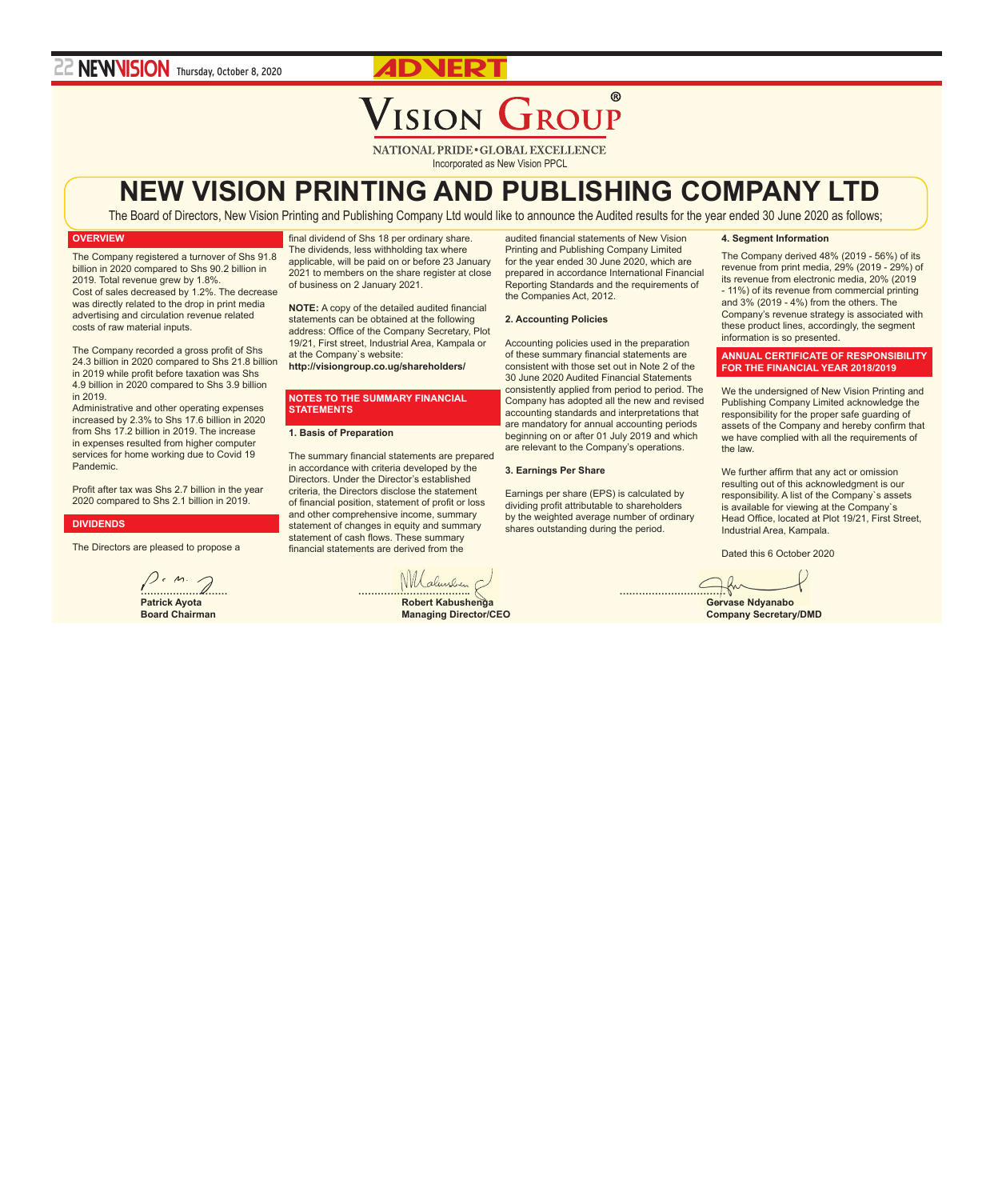# VISION GROUP®

NATIONAL PRIDE • GLOBAL EXCELLENCE

Incorporated as New Vision PPCL

# NEW VISION PRINTING AND PUBLISHING COMPANY LTD

The Board of Directors, New Vision Printing and Publishing Company Ltd would like to announce the Audited results for the year ended 30 June 2020 as follows;

## OVERVIEW

The Company registered a turnover of Shs 91.8 billion in 2020 compared to Shs 90.2 billion in 2019. Total revenue grew by 1.8%.
Cost of sales decreased by 1.2%. The decrease was directly related to the drop in print media advertising and circulation revenue related costs of raw material inputs.

The Company recorded a gross profit of Shs 24.3 billion in 2020 compared to Shs 21.8 billion in 2019 while profit before taxation was Shs 4.9 billion in 2020 compared to Shs 3.9 billion in 2019.
Administrative and other operating expenses increased by 2.3% to Shs 17.6 billion in 2020 from Shs 17.2 billion in 2019. The increase in expenses resulted from higher computer services for home working due to Covid 19 Pandemic.

Profit after tax was Shs 2.7 billion in the year 2020 compared to Shs 2.1 billion in 2019.

## DIVIDENDS

The Directors are pleased to propose a final dividend of Shs 18 per ordinary share. The dividends, less withholding tax where applicable, will be paid on or before 23 January 2021 to members on the share register at close of business on 2 January 2021.

**NOTE:** A copy of the detailed audited financial statements can be obtained at the following address: Office of the Company Secretary, Plot 19/21, First street, Industrial Area, Kampala or at the Company`s website:
**http://visiongroup.co.ug/shareholders/**

## NOTES TO THE SUMMARY FINANCIAL STATEMENTS

### 1. Basis of Preparation

The summary financial statements are prepared in accordance with criteria developed by the Directors. Under the Director's established criteria, the Directors disclose the statement of financial position, statement of profit or loss and other comprehensive income, summary statement of changes in equity and summary statement of cash flows. These summary financial statements are derived from the audited financial statements of New Vision Printing and Publishing Company Limited for the year ended 30 June 2020, which are prepared in accordance International Financial Reporting Standards and the requirements of the Companies Act, 2012.

### 2. Accounting Policies

Accounting policies used in the preparation of these summary financial statements are consistent with those set out in Note 2 of the 30 June 2020 Audited Financial Statements consistently applied from period to period. The Company has adopted all the new and revised accounting standards and interpretations that are mandatory for annual accounting periods beginning on or after 01 July 2019 and which are relevant to the Company's operations.

### 3. Earnings Per Share

Earnings per share (EPS) is calculated by dividing profit attributable to shareholders by the weighted average number of ordinary shares outstanding during the period.

### 4. Segment Information

The Company derived 48% (2019 - 56%) of its revenue from print media, 29% (2019 - 29%) of its revenue from electronic media, 20% (2019 - 11%) of its revenue from commercial printing and 3% (2019 - 4%) from the others. The Company's revenue strategy is associated with these product lines, accordingly, the segment information is so presented.

## ANNUAL CERTIFICATE OF RESPONSIBILITY FOR THE FINANCIAL YEAR 2018/2019

We the undersigned of New Vision Printing and Publishing Company Limited acknowledge the responsibility for the proper safe guarding of assets of the Company and hereby confirm that we have complied with all the requirements of the law.

We further affirm that any act or omission resulting out of this acknowledgment is our responsibility. A list of the Company`s assets is available for viewing at the Company`s Head Office, located at Plot 19/21, First Street, Industrial Area, Kampala.

Dated this 6 October 2020

**Patrick Ayota**
**Board Chairman**

**Robert Kabushenga**
**Managing Director/CEO**

**Gervase Ndyanabo**
**Company Secretary/DMD**